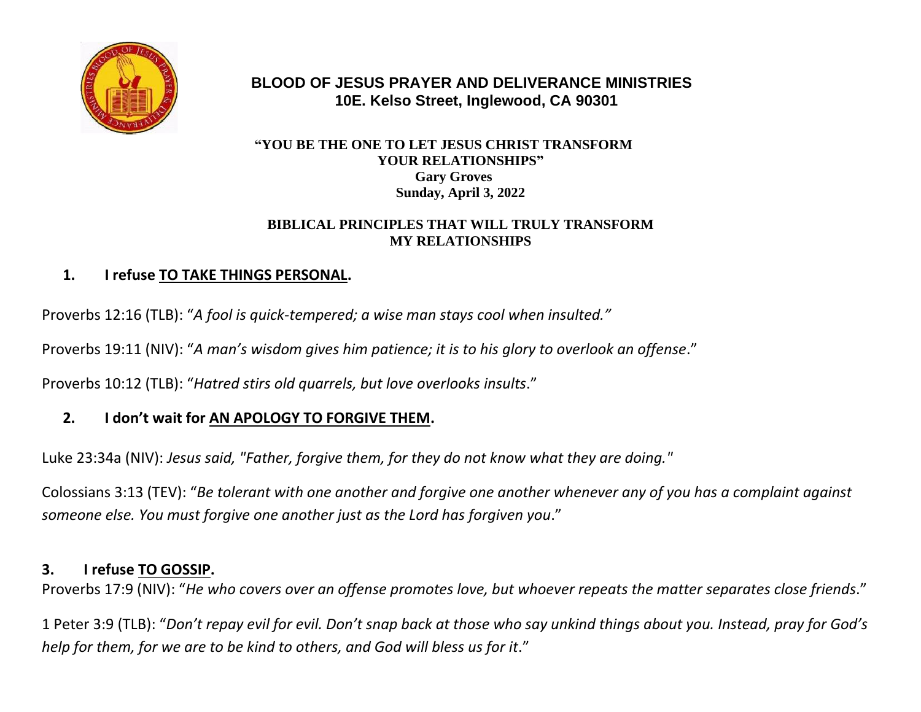# BLOB OF JESUS PRAYER AND DELIVERANCE MINISTRIES

# BLOOD OF JESUS PRAYER AND DELIVERANCE MINISTRIES

**10E. Kelso Street, Inglewood, CA 90301**

**"YOU BE THE ONE TO LET JESUS CHRIST TRANSFORM YOUR RELATIONSHIPS"**

**Gary Groves**

**Sunday, April 3, 2022**

## BIBLICAL PRINCIPLES THAT WILL TRULY TRANSFORM MY RELATIONSHIPS

**1. I refuse TO TAKE THINGS PERSONAL.**

Proverbs 12:16 (TLB): "*A fool is quick-tempered; a wise man stays cool when insulted."*

Proverbs 19:11 (NIV): "*A man's wisdom gives him patience; it is to his glory to overlook an offense*."

Proverbs 10:12 (TLB): "*Hatred stirs old quarrels, but love overlooks insults*."

**2. I don't wait for AN APOLOGY TO FORGIVE THEM.**

Luke 23:34a (NIV): *Jesus said, "Father, forgive them, for they do not know what they are doing."*

Colossians 3:13 (TEV): "*Be tolerant with one another and forgive one another whenever any of you has a complaint against someone else. You must forgive one another just as the Lord has forgiven you*."

**3. I refuse TO GOSSIP.**

Proverbs 17:9 (NIV): "*He who covers over an offense promotes love, but whoever repeats the matter separates close friends*."

1 Peter 3:9 (TLB): "*Don't repay evil for evil. Don't snap back at those who say unkind things about you. Instead, pray for God's help for them, for we are to be kind to others, and God will bless us for it*."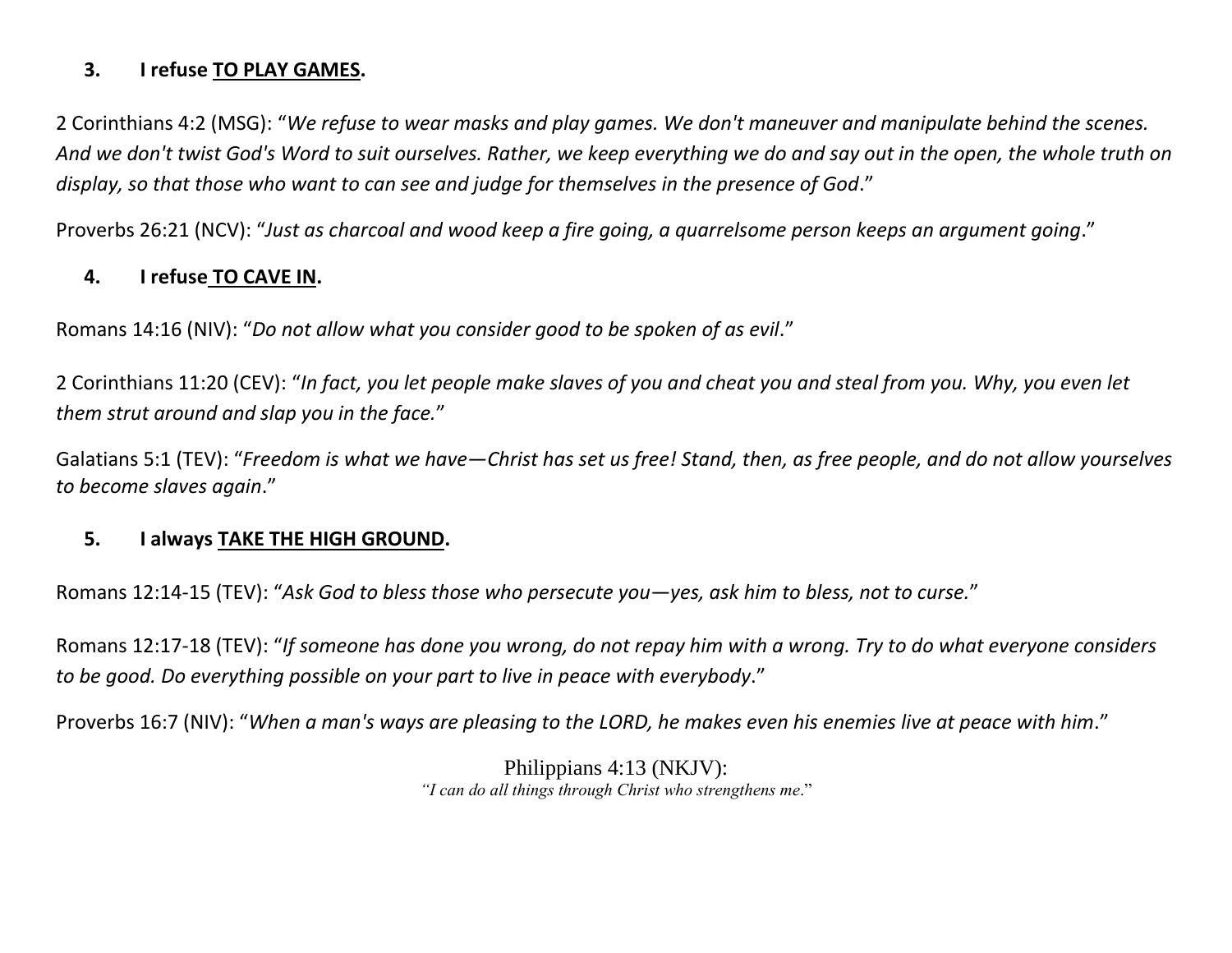**3. I refuse TO PLAY GAMES.**

2 Corinthians 4:2 (MSG): "*We refuse to wear masks and play games. We don't maneuver and manipulate behind the scenes. And we don't twist God's Word to suit ourselves. Rather, we keep everything we do and say out in the open, the whole truth on display, so that those who want to can see and judge for themselves in the presence of God*."

Proverbs 26:21 (NCV): "*Just as charcoal and wood keep a fire going, a quarrelsome person keeps an argument going*."

**4. I refuse TO CAVE IN.**

Romans 14:16 (NIV): "*Do not allow what you consider good to be spoken of as evil*."

2 Corinthians 11:20 (CEV): "*In fact, you let people make slaves of you and cheat you and steal from you. Why, you even let them strut around and slap you in the face.*"

Galatians 5:1 (TEV): "*Freedom is what we have—Christ has set us free! Stand, then, as free people, and do not allow yourselves to become slaves again*."

**5. I always TAKE THE HIGH GROUND.**

Romans 12:14-15 (TEV): "*Ask God to bless those who persecute you—yes, ask him to bless, not to curse.*"

Romans 12:17-18 (TEV): "*If someone has done you wrong, do not repay him with a wrong. Try to do what everyone considers to be good. Do everything possible on your part to live in peace with everybody*."

Proverbs 16:7 (NIV): "*When a man's ways are pleasing to the LORD, he makes even his enemies live at peace with him*."

Philippians 4:13 (NKJV):
"*I can do all things through Christ who strengthens me*."